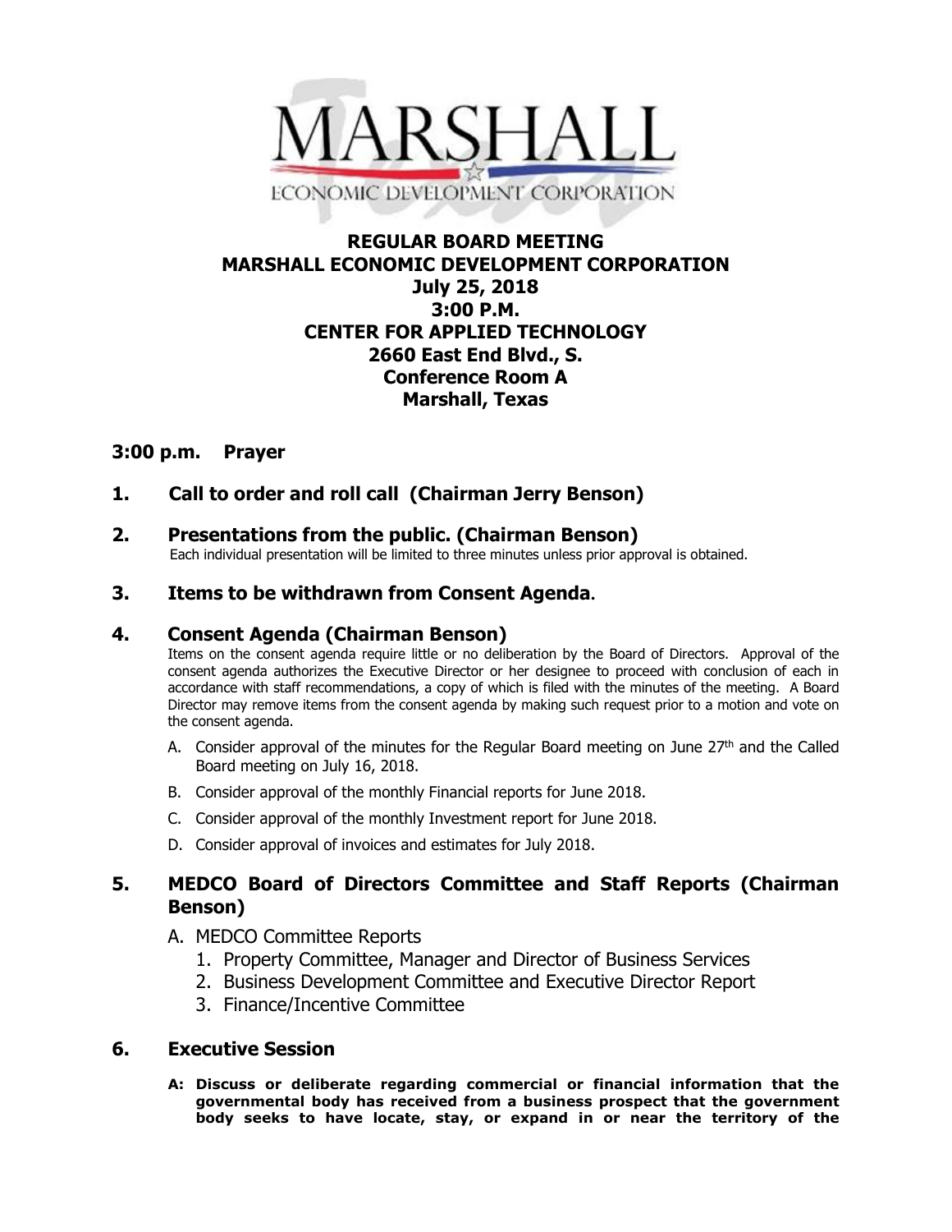MARSHALL

ECONOMIC DEVELOPMENT CORPORATION

# REGULAR BOARD MEETING
# MARSHALL ECONOMIC DEVELOPMENT CORPORATION
## July 25, 2018
## 3:00 P.M.
## CENTER FOR APPLIED TECHNOLOGY
## 2660 East End Blvd., S.
## Conference Room A
## Marshall, Texas

### 3:00 p.m. Prayer

### 1. Call to order and roll call (Chairman Jerry Benson)

### 2. Presentations from the public. (Chairman Benson)

Each individual presentation will be limited to three minutes unless prior approval is obtained.

### 3. Items to be withdrawn from Consent Agenda.

### 4. Consent Agenda (Chairman Benson)

Items on the consent agenda require little or no deliberation by the Board of Directors. Approval of the consent agenda authorizes the Executive Director or her designee to proceed with conclusion of each in accordance with staff recommendations, a copy of which is filed with the minutes of the meeting. A Board Director may remove items from the consent agenda by making such request prior to a motion and vote on the consent agenda.

A. Consider approval of the minutes for the Regular Board meeting on June 27th and the Called Board meeting on July 16, 2018.

B. Consider approval of the monthly Financial reports for June 2018.

C. Consider approval of the monthly Investment report for June 2018.

D. Consider approval of invoices and estimates for July 2018.

### 5. MEDCO Board of Directors Committee and Staff Reports (Chairman Benson)

A. MEDCO Committee Reports

1. Property Committee, Manager and Director of Business Services
2. Business Development Committee and Executive Director Report
3. Finance/Incentive Committee

### 6. Executive Session

**A: Discuss or deliberate regarding commercial or financial information that the governmental body has received from a business prospect that the government body seeks to have locate, stay, or expand in or near the territory of the**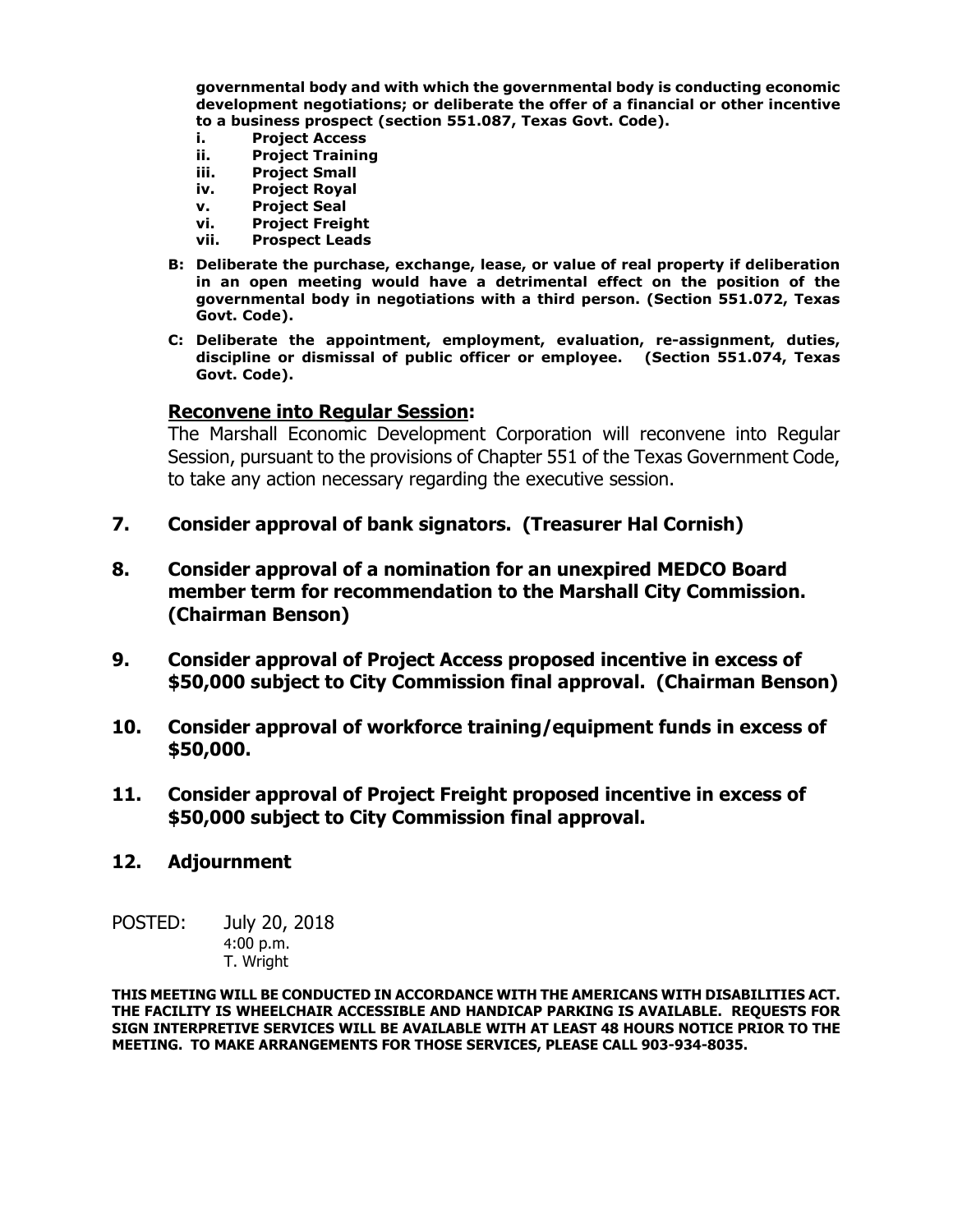**governmental body and with which the governmental body is conducting economic development negotiations; or deliberate the offer of a financial or other incentive to a business prospect (section 551.087, Texas Govt. Code).**

- **i. Project Access**
- **ii. Project Training**
- **iii. Project Small**
- **iv. Project Royal**
- **v. Project Seal**
- **vi. Project Freight**
- **vii. Prospect Leads**

**B: Deliberate the purchase, exchange, lease, or value of real property if deliberation in an open meeting would have a detrimental effect on the position of the governmental body in negotiations with a third person. (Section 551.072, Texas Govt. Code).**

**C: Deliberate the appointment, employment, evaluation, re-assignment, duties, discipline or dismissal of public officer or employee. (Section 551.074, Texas Govt. Code).**

**Reconvene into Regular Session:**

The Marshall Economic Development Corporation will reconvene into Regular Session, pursuant to the provisions of Chapter 551 of the Texas Government Code, to take any action necessary regarding the executive session.

7. **Consider approval of bank signators. (Treasurer Hal Cornish)**

8. **Consider approval of a nomination for an unexpired MEDCO Board member term for recommendation to the Marshall City Commission. (Chairman Benson)**

9. **Consider approval of Project Access proposed incentive in excess of $50,000 subject to City Commission final approval. (Chairman Benson)**

10. **Consider approval of workforce training/equipment funds in excess of $50,000.**

11. **Consider approval of Project Freight proposed incentive in excess of $50,000 subject to City Commission final approval.**

12. **Adjournment**

POSTED: July 20, 2018
4:00 p.m.
T. Wright

**THIS MEETING WILL BE CONDUCTED IN ACCORDANCE WITH THE AMERICANS WITH DISABILITIES ACT. THE FACILITY IS WHEELCHAIR ACCESSIBLE AND HANDICAP PARKING IS AVAILABLE. REQUESTS FOR SIGN INTERPRETIVE SERVICES WILL BE AVAILABLE WITH AT LEAST 48 HOURS NOTICE PRIOR TO THE MEETING. TO MAKE ARRANGEMENTS FOR THOSE SERVICES, PLEASE CALL 903-934-8035.**